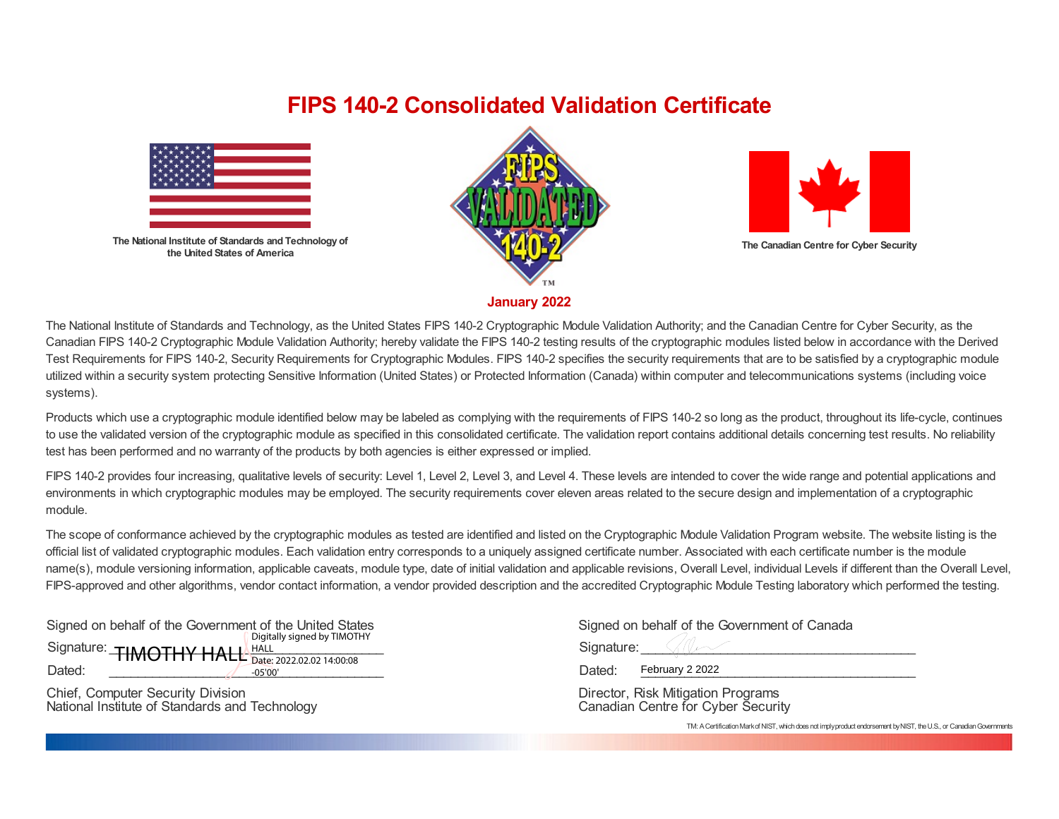# FIPS 140-2 Consolidated Validation Certificate

The National Institute of Standards and Technology of the United States of America

The Canadian Centre for Cyber Security

**January 2022**

The National Institute of Standards and Technology, as the United States FIPS 140-2 Cryptographic Module Validation Authority; and the Canadian Centre for Cyber Security, as the Canadian FIPS 140-2 Cryptographic Module Validation Authority; hereby validate the FIPS 140-2 testing results of the cryptographic modules listed below in accordance with the Derived Test Requirements for FIPS 140-2, Security Requirements for Cryptographic Modules. FIPS 140-2 specifies the security requirements that are to be satisfied by a cryptographic module utilized within a security system protecting Sensitive Information (United States) or Protected Information (Canada) within computer and telecommunications systems (including voice systems).

Products which use a cryptographic module identified below may be labeled as complying with the requirements of FIPS 140-2 so long as the product, throughout its life-cycle, continues to use the validated version of the cryptographic module as specified in this consolidated certificate. The validation report contains additional details concerning test results. No reliability test has been performed and no warranty of the products by both agencies is either expressed or implied.

FIPS 140-2 provides four increasing, qualitative levels of security: Level 1, Level 2, Level 3, and Level 4. These levels are intended to cover the wide range and potential applications and environments in which cryptographic modules may be employed. The security requirements cover eleven areas related to the secure design and implementation of a cryptographic module.

The scope of conformance achieved by the cryptographic modules as tested are identified and listed on the Cryptographic Module Validation Program website. The website listing is the official list of validated cryptographic modules. Each validation entry corresponds to a uniquely assigned certificate number. Associated with each certificate number is the module name(s), module versioning information, applicable caveats, module type, date of initial validation and applicable revisions, Overall Level, individual Levels if different than the Overall Level, FIPS-approved and other algorithms, vendor contact information, a vendor provided description and the accredited Cryptographic Module Testing laboratory which performed the testing.

Signed on behalf of the Government of the United States

Signature: TIMOTHY HALL (Digitally signed by TIMOTHY HALL Date: 2022.02.02 14:00:08 -05'00')

Dated:

Chief, Computer Security Division
National Institute of Standards and Technology

Signed on behalf of the Government of Canada

Signature:

Dated: February 2 2022

Director, Risk Mitigation Programs
Canadian Centre for Cyber Security

TM: A Certification Mark of NIST, which does not imply product endorsement by NIST, the U.S., or Canadian Governments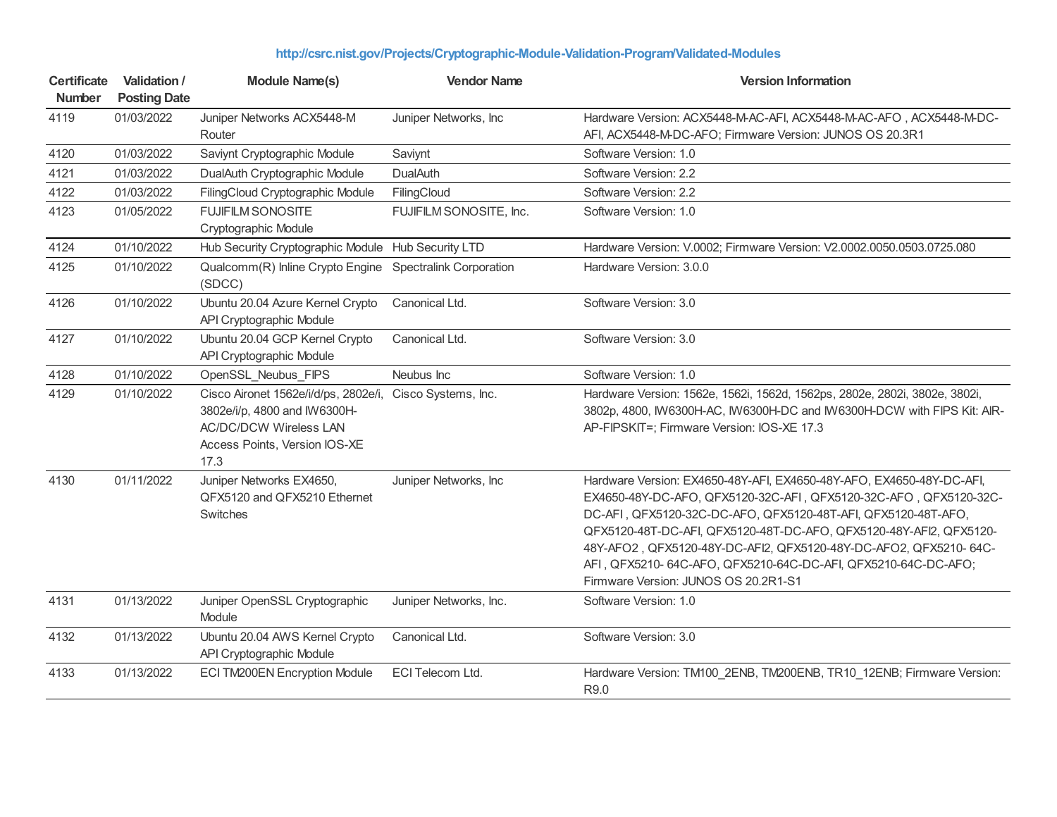http://csrc.nist.gov/Projects/Cryptographic-Module-Validation-Program/Validated-Modules

| Certificate Number | Validation / Posting Date | Module Name(s) | Vendor Name | Version Information |
|---|---|---|---|---|
| 4119 | 01/03/2022 | Juniper Networks ACX5448-M Router | Juniper Networks, Inc | Hardware Version: ACX5448-M-AC-AFI, ACX5448-M-AC-AFO , ACX5448-M-DC-AFI, ACX5448-M-DC-AFO; Firmware Version: JUNOS OS 20.3R1 |
| 4120 | 01/03/2022 | Saviynt Cryptographic Module | Saviynt | Software Version: 1.0 |
| 4121 | 01/03/2022 | DualAuth Cryptographic Module | DualAuth | Software Version: 2.2 |
| 4122 | 01/03/2022 | FilingCloud Cryptographic Module | FilingCloud | Software Version: 2.2 |
| 4123 | 01/05/2022 | FUJIFILM SONOSITE Cryptographic Module | FUJIFILM SONOSITE, Inc. | Software Version: 1.0 |
| 4124 | 01/10/2022 | Hub Security Cryptographic Module | Hub Security LTD | Hardware Version: V.0002; Firmware Version: V2.0002.0050.0503.0725.080 |
| 4125 | 01/10/2022 | Qualcomm(R) Inline Crypto Engine (SDCC) | Spectralink Corporation | Hardware Version: 3.0.0 |
| 4126 | 01/10/2022 | Ubuntu 20.04 Azure Kernel Crypto API Cryptographic Module | Canonical Ltd. | Software Version: 3.0 |
| 4127 | 01/10/2022 | Ubuntu 20.04 GCP Kernel Crypto API Cryptographic Module | Canonical Ltd. | Software Version: 3.0 |
| 4128 | 01/10/2022 | OpenSSL_Neubus_FIPS | Neubus Inc | Software Version: 1.0 |
| 4129 | 01/10/2022 | Cisco Aironet 1562e/i/d/ps, 2802e/i, 3802e/i/p, 4800 and IW6300H-AC/DC/DCW Wireless LAN Access Points, Version IOS-XE 17.3 | Cisco Systems, Inc. | Hardware Version: 1562e, 1562i, 1562d, 1562ps, 2802e, 2802i, 3802e, 3802i, 3802p, 4800, IW6300H-AC, IW6300H-DC and IW6300H-DCW with FIPS Kit: AIR-AP-FIPSKIT=; Firmware Version: IOS-XE 17.3 |
| 4130 | 01/11/2022 | Juniper Networks EX4650, QFX5120 and QFX5210 Ethernet Switches | Juniper Networks, Inc | Hardware Version: EX4650-48Y-AFI, EX4650-48Y-AFO, EX4650-48Y-DC-AFI, EX4650-48Y-DC-AFO, QFX5120-32C-AFI , QFX5120-32C-AFO , QFX5120-32C-DC-AFI , QFX5120-32C-DC-AFO, QFX5120-48T-AFI, QFX5120-48T-AFO, QFX5120-48T-DC-AFI, QFX5120-48T-DC-AFO, QFX5120-48Y-AFI2, QFX5120-48Y-AFO2 , QFX5120-48Y-DC-AFI2, QFX5120-48Y-DC-AFO2, QFX5210- 64C-AFI , QFX5210- 64C-AFO, QFX5210-64C-DC-AFI, QFX5210-64C-DC-AFO; Firmware Version: JUNOS OS 20.2R1-S1 |
| 4131 | 01/13/2022 | Juniper OpenSSL Cryptographic Module | Juniper Networks, Inc. | Software Version: 1.0 |
| 4132 | 01/13/2022 | Ubuntu 20.04 AWS Kernel Crypto API Cryptographic Module | Canonical Ltd. | Software Version: 3.0 |
| 4133 | 01/13/2022 | ECI TM200EN Encryption Module | ECI Telecom Ltd. | Hardware Version: TM100_2ENB, TM200ENB, TR10_12ENB; Firmware Version: R9.0 |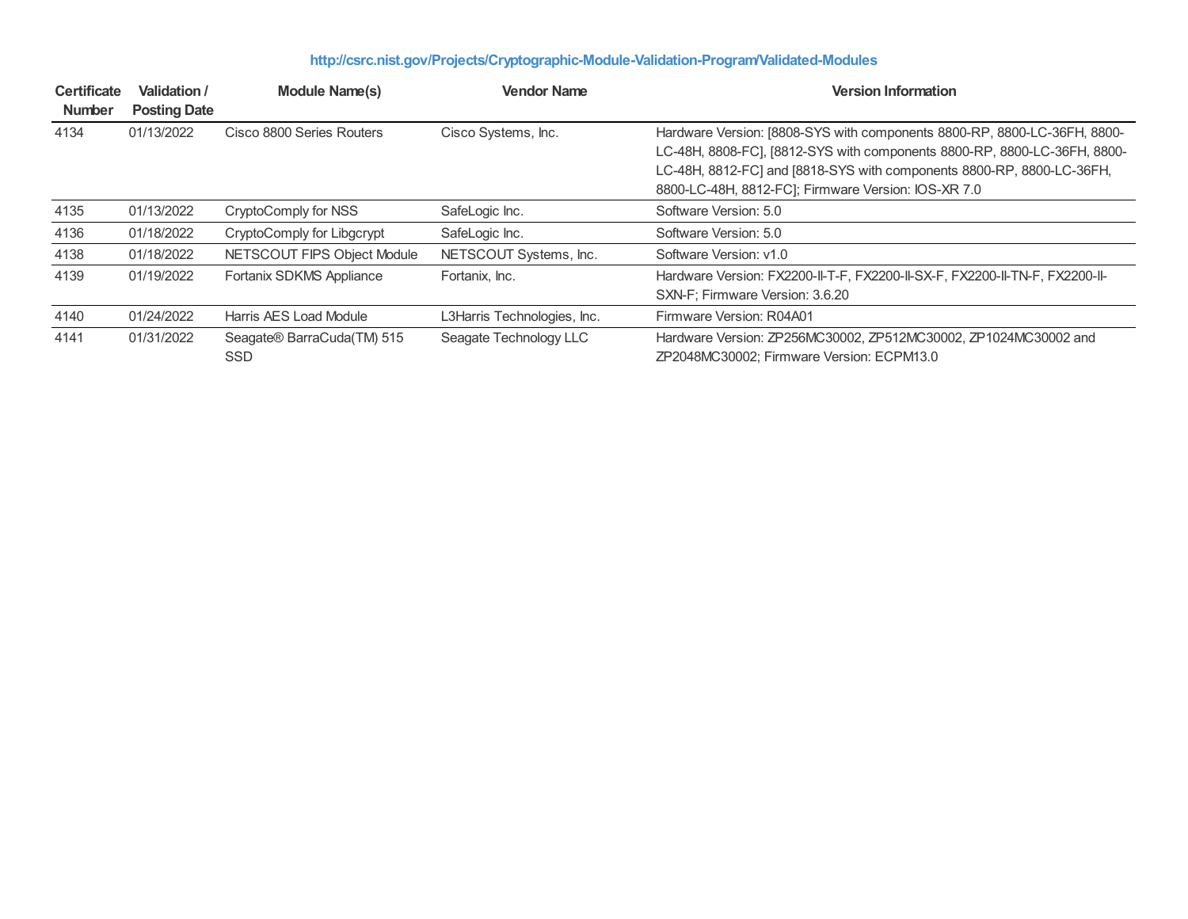http://csrc.nist.gov/Projects/Cryptographic-Module-Validation-Program/Validated-Modules

| Certificate Number | Validation / Posting Date | Module Name(s) | Vendor Name | Version Information |
| --- | --- | --- | --- | --- |
| 4134 | 01/13/2022 | Cisco 8800 Series Routers | Cisco Systems, Inc. | Hardware Version: [8808-SYS with components 8800-RP, 8800-LC-36FH, 8800-LC-48H, 8808-FC], [8812-SYS with components 8800-RP, 8800-LC-36FH, 8800-LC-48H, 8812-FC] and [8818-SYS with components 8800-RP, 8800-LC-36FH, 8800-LC-48H, 8812-FC]; Firmware Version: IOS-XR 7.0 |
| 4135 | 01/13/2022 | CryptoComply for NSS | SafeLogic Inc. | Software Version: 5.0 |
| 4136 | 01/18/2022 | CryptoComply for Libgcrypt | SafeLogic Inc. | Software Version: 5.0 |
| 4138 | 01/18/2022 | NETSCOUT FIPS Object Module | NETSCOUT Systems, Inc. | Software Version: v1.0 |
| 4139 | 01/19/2022 | Fortanix SDKMS Appliance | Fortanix, Inc. | Hardware Version: FX2200-II-T-F, FX2200-II-SX-F, FX2200-II-TN-F, FX2200-II-SXN-F; Firmware Version: 3.6.20 |
| 4140 | 01/24/2022 | Harris AES Load Module | L3Harris Technologies, Inc. | Firmware Version: R04A01 |
| 4141 | 01/31/2022 | Seagate® BarraCuda(TM) 515 SSD | Seagate Technology LLC | Hardware Version: ZP256MC30002, ZP512MC30002, ZP1024MC30002 and ZP2048MC30002; Firmware Version: ECPM13.0 |